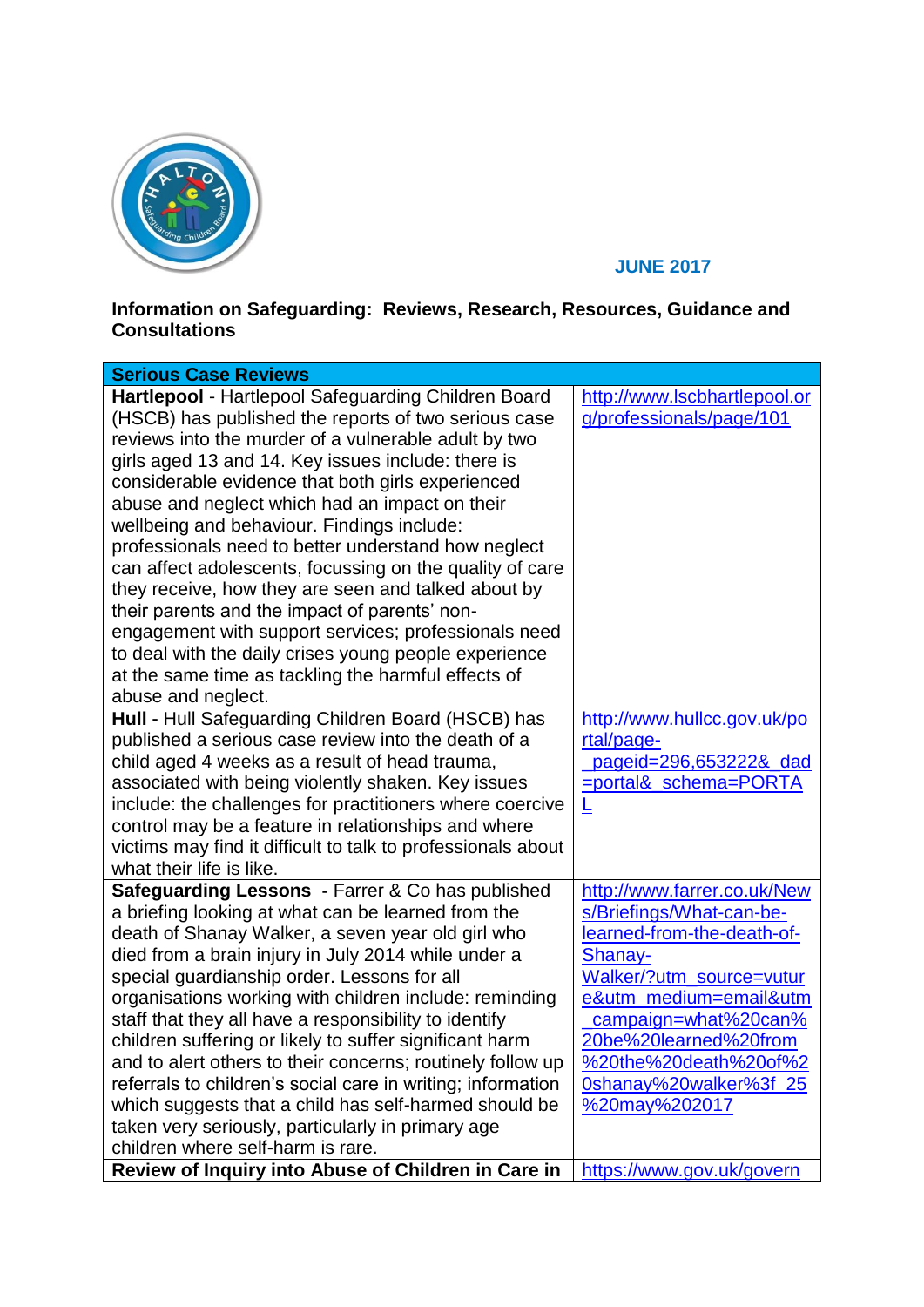**JUNE 2017**

**Information on Safeguarding: Reviews, Research, Resources, Guidance and Consultations**

| **Serious Case Reviews** | |
|---|---|
| **Hartlepool** - Hartlepool Safeguarding Children Board (HSCB) has published the reports of two serious case reviews into the murder of a vulnerable adult by two girls aged 13 and 14. Key issues include: there is considerable evidence that both girls experienced abuse and neglect which had an impact on their wellbeing and behaviour. Findings include: professionals need to better understand how neglect can affect adolescents, focussing on the quality of care they receive, how they are seen and talked about by their parents and the impact of parents' non-engagement with support services; professionals need to deal with the daily crises young people experience at the same time as tackling the harmful effects of abuse and neglect. | http://www.lscbhartlepool.org/professionals/page/101 |
| **Hull -** Hull Safeguarding Children Board (HSCB) has published a serious case review into the death of a child aged 4 weeks as a result of head trauma, associated with being violently shaken. Key issues include: the challenges for practitioners where coercive control may be a feature in relationships and where victims may find it difficult to talk to professionals about what their life is like. | http://www.hullcc.gov.uk/portal/page-_pageid=296,653222&_dad=portal&_schema=PORTAL |
| **Safeguarding Lessons -** Farrer & Co has published a briefing looking at what can be learned from the death of Shanay Walker, a seven year old girl who died from a brain injury in July 2014 while under a special guardianship order. Lessons for all organisations working with children include: reminding staff that they all have a responsibility to identify children suffering or likely to suffer significant harm and to alert others to their concerns; routinely follow up referrals to children's social care in writing; information which suggests that a child has self-harmed should be taken very seriously, particularly in primary age children where self-harm is rare. | http://www.farrer.co.uk/News/Briefings/What-can-be-learned-from-the-death-of-Shanay-Walker/?utm_source=vuture&utm_medium=email&utm_campaign=what%20can%20be%20learned%20from%20the%20death%20of%20shanay%20walker%3f_25%20may%202017 |
| **Review of Inquiry into Abuse of Children in Care in** | https://www.gov.uk/govern |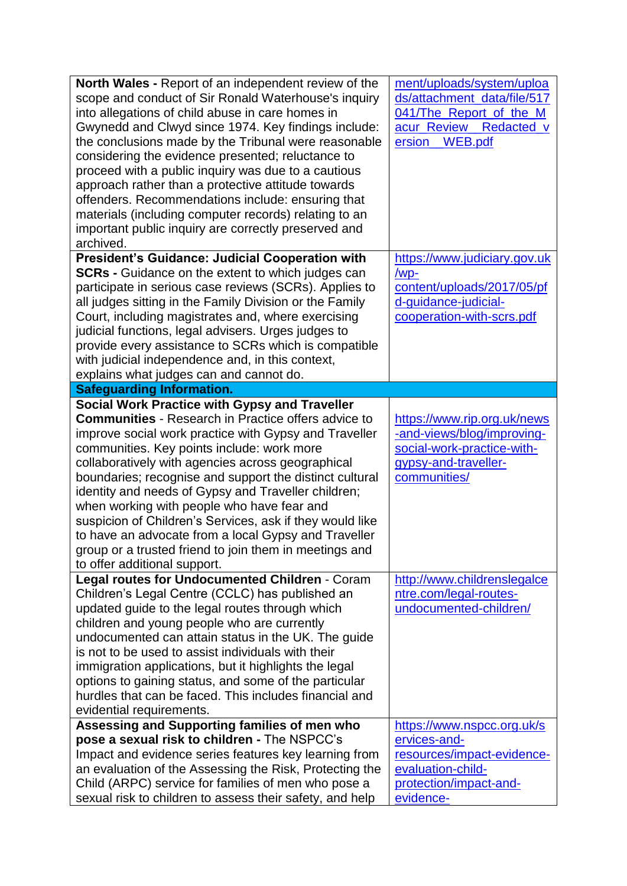| | |
|---|---|
| **North Wales -** Report of an independent review of the scope and conduct of Sir Ronald Waterhouse's inquiry into allegations of child abuse in care homes in Gwynedd and Clwyd since 1974. Key findings include: the conclusions made by the Tribunal were reasonable considering the evidence presented; reluctance to proceed with a public inquiry was due to a cautious approach rather than a protective attitude towards offenders. Recommendations include: ensuring that materials (including computer records) relating to an important public inquiry are correctly preserved and archived. | ment/uploads/system/uploads/attachment_data/file/517041/The_Report_of_the_Macur_Review__Redacted_version__WEB.pdf |
| **President's Guidance: Judicial Cooperation with SCRs -** Guidance on the extent to which judges can participate in serious case reviews (SCRs). Applies to all judges sitting in the Family Division or the Family Court, including magistrates and, where exercising judicial functions, legal advisers. Urges judges to provide every assistance to SCRs which is compatible with judicial independence and, in this context, explains what judges can and cannot do. | https://www.judiciary.gov.uk/wp-content/uploads/2017/05/pfd-guidance-judicial-cooperation-with-scrs.pdf |
| **Safeguarding Information.** | |
| **Social Work Practice with Gypsy and Traveller Communities** - Research in Practice offers advice to improve social work practice with Gypsy and Traveller communities. Key points include: work more collaboratively with agencies across geographical boundaries; recognise and support the distinct cultural identity and needs of Gypsy and Traveller children; when working with people who have fear and suspicion of Children's Services, ask if they would like to have an advocate from a local Gypsy and Traveller group or a trusted friend to join them in meetings and to offer additional support. | https://www.rip.org.uk/news-and-views/blog/improving-social-work-practice-with-gypsy-and-traveller-communities/ |
| **Legal routes for Undocumented Children** - Coram Children's Legal Centre (CCLC) has published an updated guide to the legal routes through which children and young people who are currently undocumented can attain status in the UK. The guide is not to be used to assist individuals with their immigration applications, but it highlights the legal options to gaining status, and some of the particular hurdles that can be faced. This includes financial and evidential requirements. | http://www.childrenslegalcentre.com/legal-routes-undocumented-children/ |
| **Assessing and Supporting families of men who pose a sexual risk to children -** The NSPCC's Impact and evidence series features key learning from an evaluation of the Assessing the Risk, Protecting the Child (ARPC) service for families of men who pose a sexual risk to children to assess their safety, and help | https://www.nspcc.org.uk/services-and-resources/impact-evidence-evaluation-child-protection/impact-and-evidence- |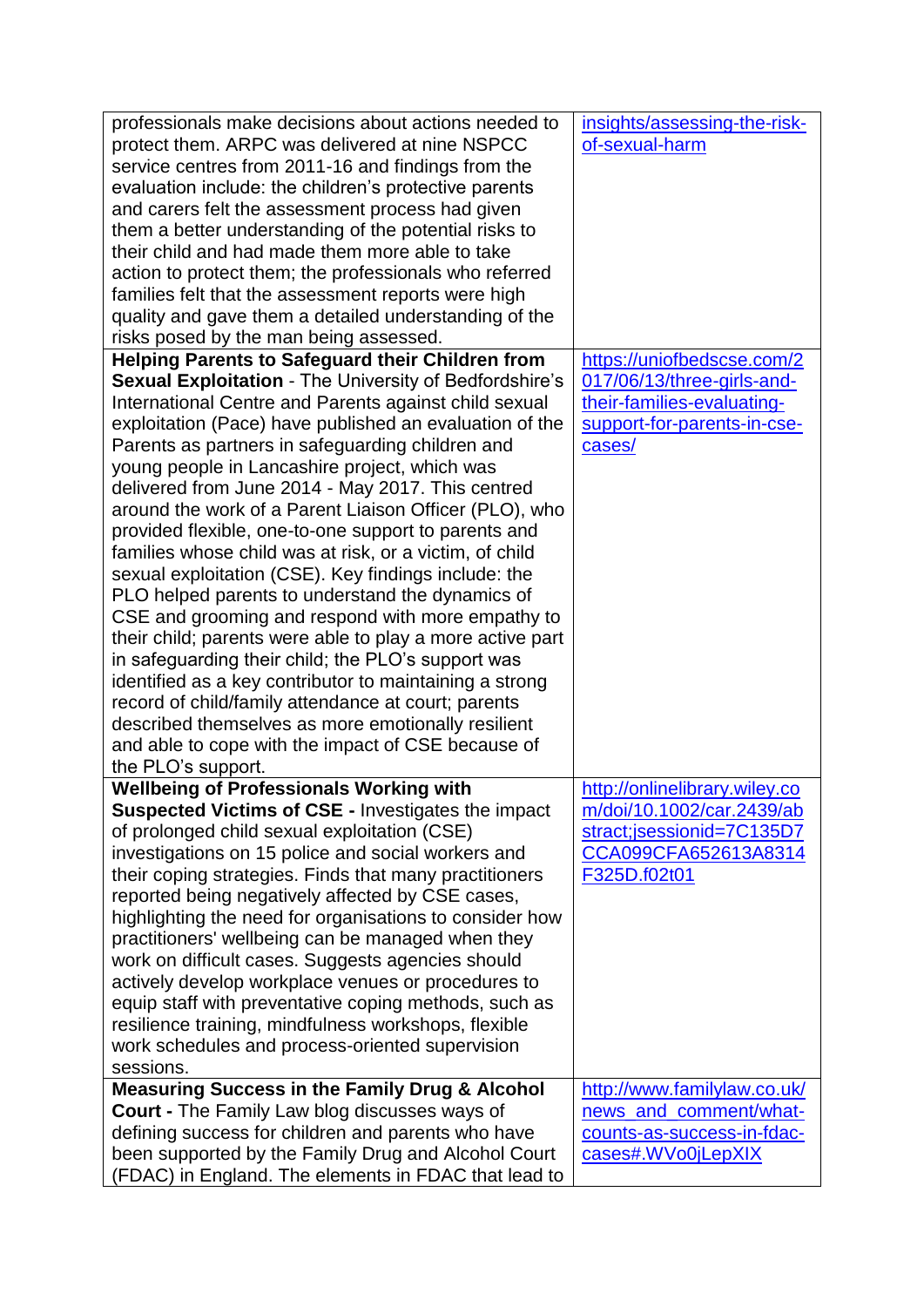| | |
|---|---|
| professionals make decisions about actions needed to protect them. ARPC was delivered at nine NSPCC service centres from 2011-16 and findings from the evaluation include: the children's protective parents and carers felt the assessment process had given them a better understanding of the potential risks to their child and had made them more able to take action to protect them; the professionals who referred families felt that the assessment reports were high quality and gave them a detailed understanding of the risks posed by the man being assessed. | insights/assessing-the-risk-of-sexual-harm |
| **Helping Parents to Safeguard their Children from Sexual Exploitation** - The University of Bedfordshire's International Centre and Parents against child sexual exploitation (Pace) have published an evaluation of the Parents as partners in safeguarding children and young people in Lancashire project, which was delivered from June 2014 - May 2017. This centred around the work of a Parent Liaison Officer (PLO), who provided flexible, one-to-one support to parents and families whose child was at risk, or a victim, of child sexual exploitation (CSE). Key findings include: the PLO helped parents to understand the dynamics of CSE and grooming and respond with more empathy to their child; parents were able to play a more active part in safeguarding their child; the PLO's support was identified as a key contributor to maintaining a strong record of child/family attendance at court; parents described themselves as more emotionally resilient and able to cope with the impact of CSE because of the PLO's support. | https://uniofbedscse.com/2017/06/13/three-girls-and-their-families-evaluating-support-for-parents-in-cse-cases/ |
| **Wellbeing of Professionals Working with Suspected Victims of CSE -** Investigates the impact of prolonged child sexual exploitation (CSE) investigations on 15 police and social workers and their coping strategies. Finds that many practitioners reported being negatively affected by CSE cases, highlighting the need for organisations to consider how practitioners' wellbeing can be managed when they work on difficult cases. Suggests agencies should actively develop workplace venues or procedures to equip staff with preventative coping methods, such as resilience training, mindfulness workshops, flexible work schedules and process-oriented supervision sessions. | http://onlinelibrary.wiley.com/doi/10.1002/car.2439/abstract;jsessionid=7C135D7CCA099CFA652613A8314F325D.f02t01 |
| **Measuring Success in the Family Drug & Alcohol Court -** The Family Law blog discusses ways of defining success for children and parents who have been supported by the Family Drug and Alcohol Court (FDAC) in England. The elements in FDAC that lead to | http://www.familylaw.co.uk/news_and_comment/what-counts-as-success-in-fdac-cases#.WVo0jLepXIX |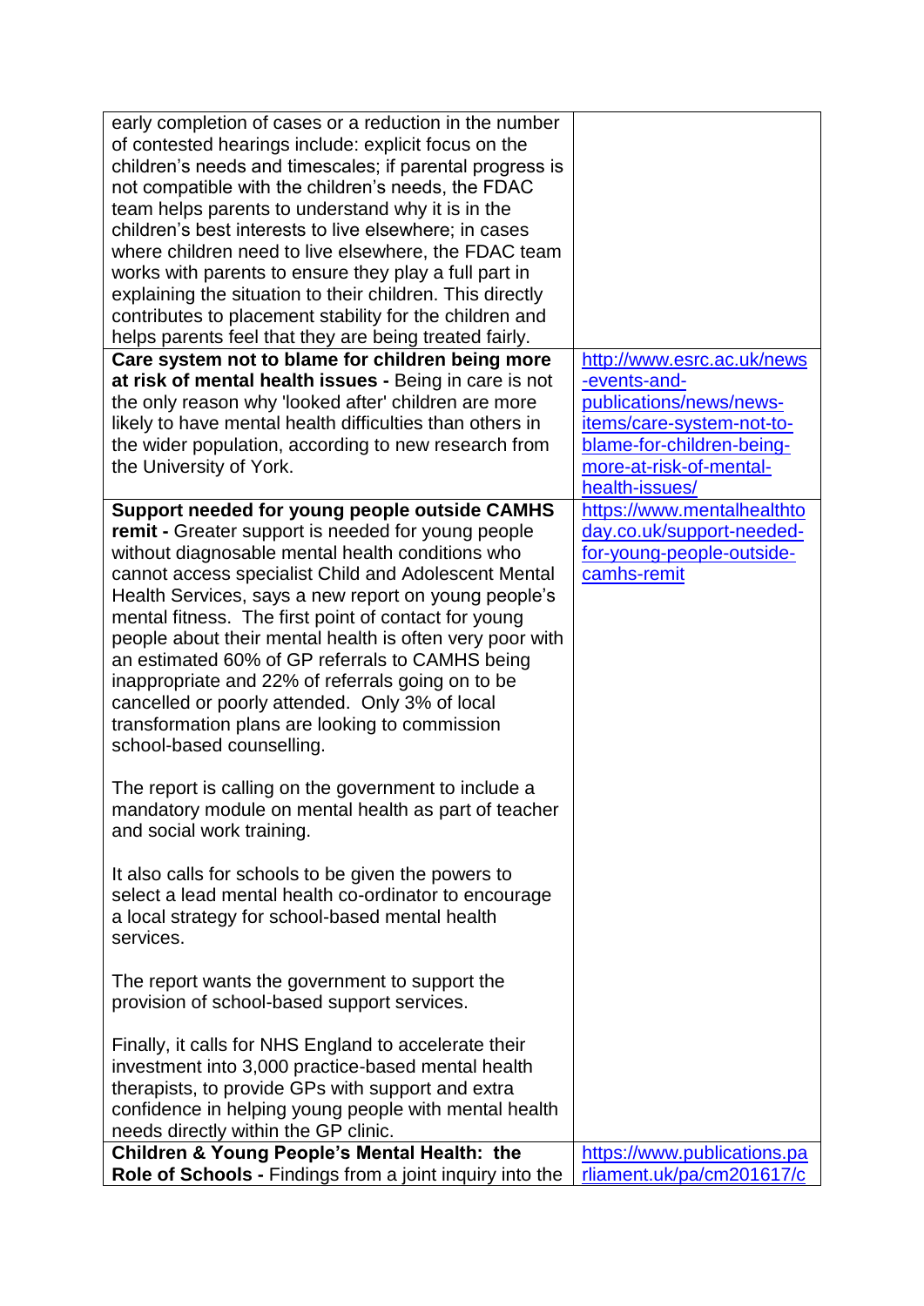| | |
|---|---|
| early completion of cases or a reduction in the number of contested hearings include: explicit focus on the children's needs and timescales; if parental progress is not compatible with the children's needs, the FDAC team helps parents to understand why it is in the children's best interests to live elsewhere; in cases where children need to live elsewhere, the FDAC team works with parents to ensure they play a full part in explaining the situation to their children. This directly contributes to placement stability for the children and helps parents feel that they are being treated fairly. | |
| **Care system not to blame for children being more at risk of mental health issues -** Being in care is not the only reason why 'looked after' children are more likely to have mental health difficulties than others in the wider population, according to new research from the University of York. | http://www.esrc.ac.uk/news-events-and-publications/news/news-items/care-system-not-to-blame-for-children-being-more-at-risk-of-mental-health-issues/ |
| **Support needed for young people outside CAMHS remit -** Greater support is needed for young people without diagnosable mental health conditions who cannot access specialist Child and Adolescent Mental Health Services, says a new report on young people's mental fitness. The first point of contact for young people about their mental health is often very poor with an estimated 60% of GP referrals to CAMHS being inappropriate and 22% of referrals going on to be cancelled or poorly attended. Only 3% of local transformation plans are looking to commission school-based counselling. <br><br> The report is calling on the government to include a mandatory module on mental health as part of teacher and social work training. <br><br> It also calls for schools to be given the powers to select a lead mental health co-ordinator to encourage a local strategy for school-based mental health services. <br><br> The report wants the government to support the provision of school-based support services. <br><br> Finally, it calls for NHS England to accelerate their investment into 3,000 practice-based mental health therapists, to provide GPs with support and extra confidence in helping young people with mental health needs directly within the GP clinic. | https://www.mentalhealthtoday.co.uk/support-needed-for-young-people-outside-camhs-remit |
| **Children & Young People's Mental Health: the Role of Schools -** Findings from a joint inquiry into the | https://www.publications.parliament.uk/pa/cm201617/c |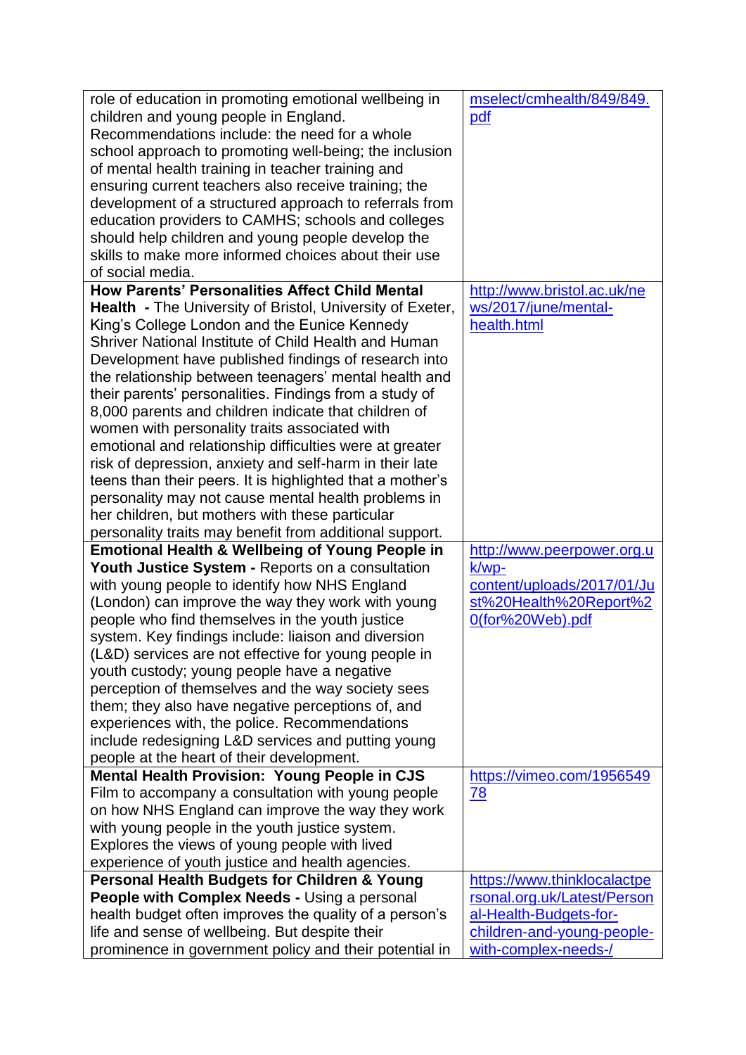| | |
|---|---|
| role of education in promoting emotional wellbeing in children and young people in England. Recommendations include: the need for a whole school approach to promoting well-being; the inclusion of mental health training in teacher training and ensuring current teachers also receive training; the development of a structured approach to referrals from education providers to CAMHS; schools and colleges should help children and young people develop the skills to make more informed choices about their use of social media. | mselect/cmhealth/849/849.pdf |
| **How Parents' Personalities Affect Child Mental Health** - The University of Bristol, University of Exeter, King's College London and the Eunice Kennedy Shriver National Institute of Child Health and Human Development have published findings of research into the relationship between teenagers' mental health and their parents' personalities. Findings from a study of 8,000 parents and children indicate that children of women with personality traits associated with emotional and relationship difficulties were at greater risk of depression, anxiety and self-harm in their late teens than their peers. It is highlighted that a mother's personality may not cause mental health problems in her children, but mothers with these particular personality traits may benefit from additional support. | http://www.bristol.ac.uk/news/2017/june/mental-health.html |
| **Emotional Health & Wellbeing of Young People in Youth Justice System** - Reports on a consultation with young people to identify how NHS England (London) can improve the way they work with young people who find themselves in the youth justice system. Key findings include: liaison and diversion (L&D) services are not effective for young people in youth custody; young people have a negative perception of themselves and the way society sees them; they also have negative perceptions of, and experiences with, the police. Recommendations include redesigning L&D services and putting young people at the heart of their development. | http://www.peerpower.org.uk/wp-content/uploads/2017/01/Just%20Health%20Report%20(for%20Web).pdf |
| **Mental Health Provision: Young People in CJS** Film to accompany a consultation with young people on how NHS England can improve the way they work with young people in the youth justice system. Explores the views of young people with lived experience of youth justice and health agencies. | https://vimeo.com/195654978 |
| **Personal Health Budgets for Children & Young People with Complex Needs** - Using a personal health budget often improves the quality of a person's life and sense of wellbeing. But despite their prominence in government policy and their potential in | https://www.thinklocalactpersonal.org.uk/Latest/Personal-Health-Budgets-for-children-and-young-people-with-complex-needs-/ |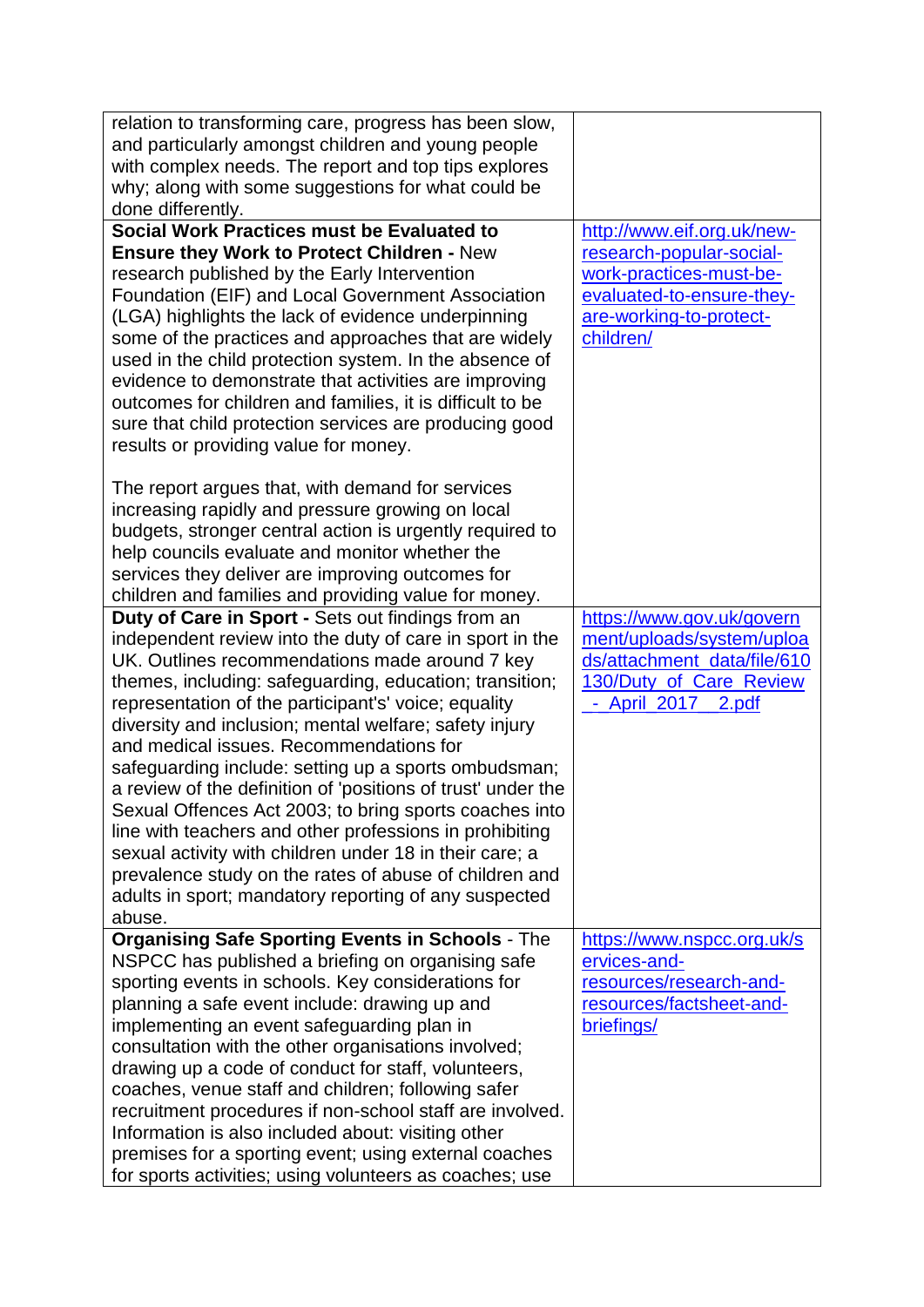| | |
|---|---|
| relation to transforming care, progress has been slow, and particularly amongst children and young people with complex needs. The report and top tips explores why; along with some suggestions for what could be done differently. | |
| **Social Work Practices must be Evaluated to Ensure they Work to Protect Children -** New research published by the Early Intervention Foundation (EIF) and Local Government Association (LGA) highlights the lack of evidence underpinning some of the practices and approaches that are widely used in the child protection system. In the absence of evidence to demonstrate that activities are improving outcomes for children and families, it is difficult to be sure that child protection services are producing good results or providing value for money.<br><br>The report argues that, with demand for services increasing rapidly and pressure growing on local budgets, stronger central action is urgently required to help councils evaluate and monitor whether the services they deliver are improving outcomes for children and families and providing value for money. | http://www.eif.org.uk/new-research-popular-social-work-practices-must-be-evaluated-to-ensure-they-are-working-to-protect-children/ |
| **Duty of Care in Sport -** Sets out findings from an independent review into the duty of care in sport in the UK. Outlines recommendations made around 7 key themes, including: safeguarding, education; transition; representation of the participant's' voice; equality diversity and inclusion; mental welfare; safety injury and medical issues. Recommendations for safeguarding include: setting up a sports ombudsman; a review of the definition of 'positions of trust' under the Sexual Offences Act 2003; to bring sports coaches into line with teachers and other professions in prohibiting sexual activity with children under 18 in their care; a prevalence study on the rates of abuse of children and adults in sport; mandatory reporting of any suspected abuse. | https://www.gov.uk/government/uploads/system/uploads/attachment_data/file/610130/Duty_of_Care_Review_-_April_2017__2.pdf |
| **Organising Safe Sporting Events in Schools** - The NSPCC has published a briefing on organising safe sporting events in schools. Key considerations for planning a safe event include: drawing up and implementing an event safeguarding plan in consultation with the other organisations involved; drawing up a code of conduct for staff, volunteers, coaches, venue staff and children; following safer recruitment procedures if non-school staff are involved. Information is also included about: visiting other premises for a sporting event; using external coaches for sports activities; using volunteers as coaches; use | https://www.nspcc.org.uk/services-and-resources/research-and-resources/factsheet-and-briefings/ |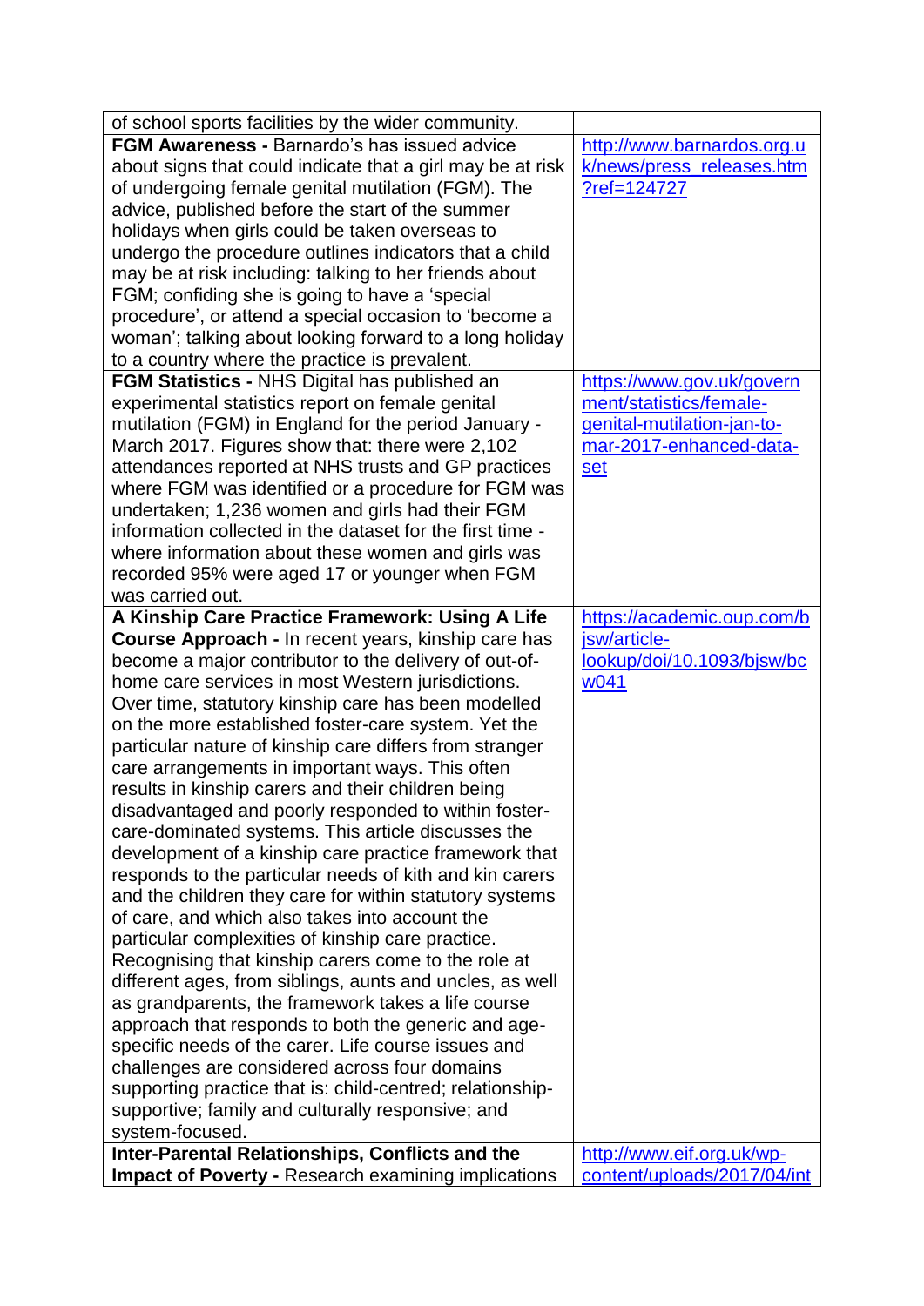| | |
|---|---|
| of school sports facilities by the wider community. | |
| **FGM Awareness -** Barnardo's has issued advice about signs that could indicate that a girl may be at risk of undergoing female genital mutilation (FGM). The advice, published before the start of the summer holidays when girls could be taken overseas to undergo the procedure outlines indicators that a child may be at risk including: talking to her friends about FGM; confiding she is going to have a 'special procedure', or attend a special occasion to 'become a woman'; talking about looking forward to a long holiday to a country where the practice is prevalent. | http://www.barnardos.org.uk/news/press_releases.htm?ref=124727 |
| **FGM Statistics -** NHS Digital has published an experimental statistics report on female genital mutilation (FGM) in England for the period January - March 2017. Figures show that: there were 2,102 attendances reported at NHS trusts and GP practices where FGM was identified or a procedure for FGM was undertaken; 1,236 women and girls had their FGM information collected in the dataset for the first time - where information about these women and girls was recorded 95% were aged 17 or younger when FGM was carried out. | https://www.gov.uk/government/statistics/female-genital-mutilation-jan-to-mar-2017-enhanced-data-set |
| **A Kinship Care Practice Framework: Using A Life Course Approach -** In recent years, kinship care has become a major contributor to the delivery of out-of-home care services in most Western jurisdictions. Over time, statutory kinship care has been modelled on the more established foster-care system. Yet the particular nature of kinship care differs from stranger care arrangements in important ways. This often results in kinship carers and their children being disadvantaged and poorly responded to within foster-care-dominated systems. This article discusses the development of a kinship care practice framework that responds to the particular needs of kith and kin carers and the children they care for within statutory systems of care, and which also takes into account the particular complexities of kinship care practice. Recognising that kinship carers come to the role at different ages, from siblings, aunts and uncles, as well as grandparents, the framework takes a life course approach that responds to both the generic and age-specific needs of the carer. Life course issues and challenges are considered across four domains supporting practice that is: child-centred; relationship-supportive; family and culturally responsive; and system-focused. | https://academic.oup.com/bjsw/article-lookup/doi/10.1093/bjsw/bcw041 |
| **Inter-Parental Relationships, Conflicts and the Impact of Poverty -** Research examining implications | http://www.eif.org.uk/wp-content/uploads/2017/04/int |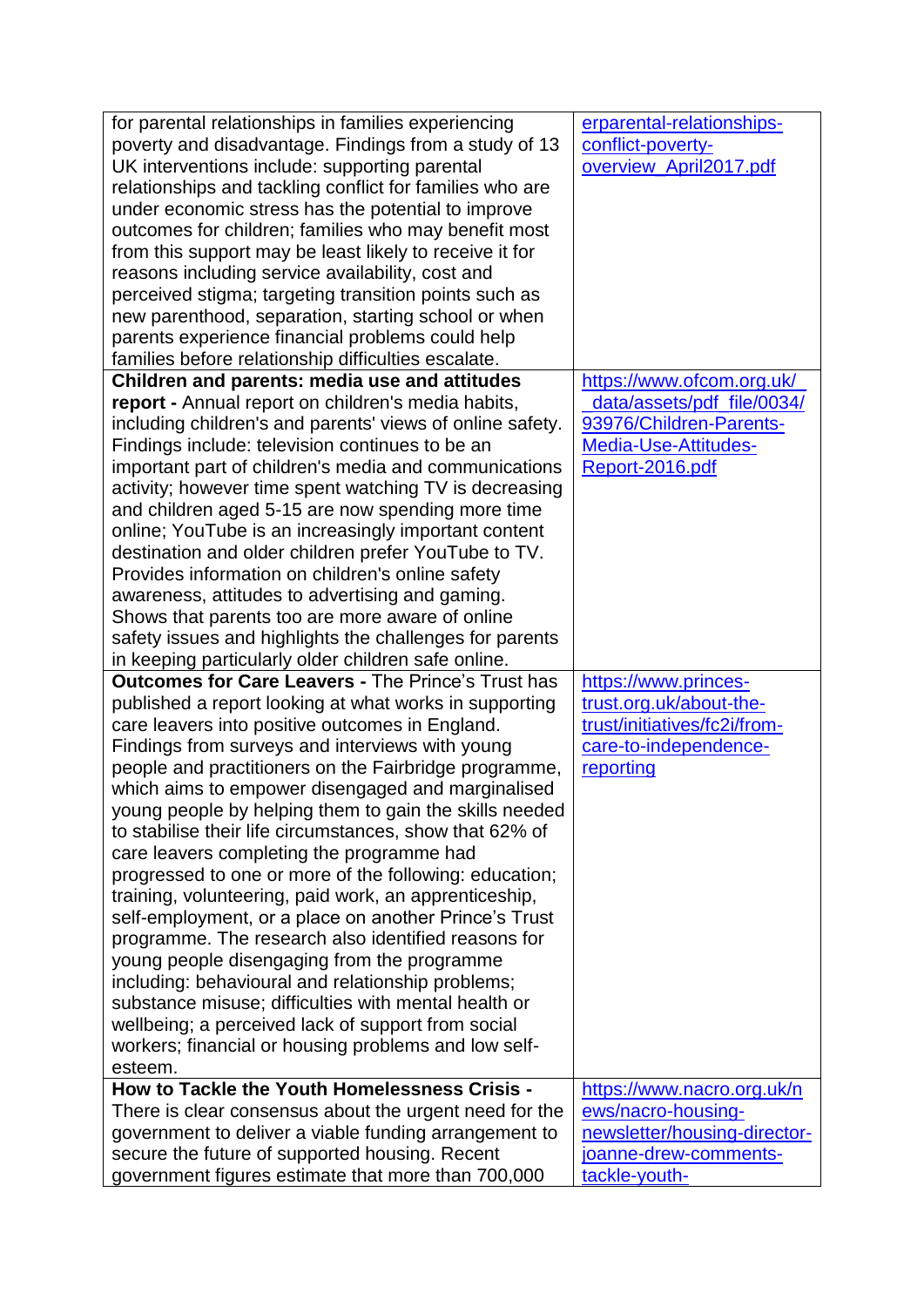| | |
|---|---|
| for parental relationships in families experiencing poverty and disadvantage. Findings from a study of 13 UK interventions include: supporting parental relationships and tackling conflict for families who are under economic stress has the potential to improve outcomes for children; families who may benefit most from this support may be least likely to receive it for reasons including service availability, cost and perceived stigma; targeting transition points such as new parenthood, separation, starting school or when parents experience financial problems could help families before relationship difficulties escalate. | erparental-relationships-conflict-poverty-overview_April2017.pdf |
| **Children and parents: media use and attitudes report -** Annual report on children's media habits, including children's and parents' views of online safety. Findings include: television continues to be an important part of children's media and communications activity; however time spent watching TV is decreasing and children aged 5-15 are now spending more time online; YouTube is an increasingly important content destination and older children prefer YouTube to TV. Provides information on children's online safety awareness, attitudes to advertising and gaming. Shows that parents too are more aware of online safety issues and highlights the challenges for parents in keeping particularly older children safe online. | https://www.ofcom.org.uk/__data/assets/pdf_file/0034/93976/Children-Parents-Media-Use-Attitudes-Report-2016.pdf |
| **Outcomes for Care Leavers -** The Prince's Trust has published a report looking at what works in supporting care leavers into positive outcomes in England. Findings from surveys and interviews with young people and practitioners on the Fairbridge programme, which aims to empower disengaged and marginalised young people by helping them to gain the skills needed to stabilise their life circumstances, show that 62% of care leavers completing the programme had progressed to one or more of the following: education; training, volunteering, paid work, an apprenticeship, self-employment, or a place on another Prince's Trust programme. The research also identified reasons for young people disengaging from the programme including: behavioural and relationship problems; substance misuse; difficulties with mental health or wellbeing; a perceived lack of support from social workers; financial or housing problems and low self-esteem. | https://www.princes-trust.org.uk/about-the-trust/initiatives/fc2i/from-care-to-independence-reporting |
| **How to Tackle the Youth Homelessness Crisis -** There is clear consensus about the urgent need for the government to deliver a viable funding arrangement to secure the future of supported housing. Recent government figures estimate that more than 700,000 | https://www.nacro.org.uk/news/nacro-housing-newsletter/housing-director-joanne-drew-comments-tackle-youth- |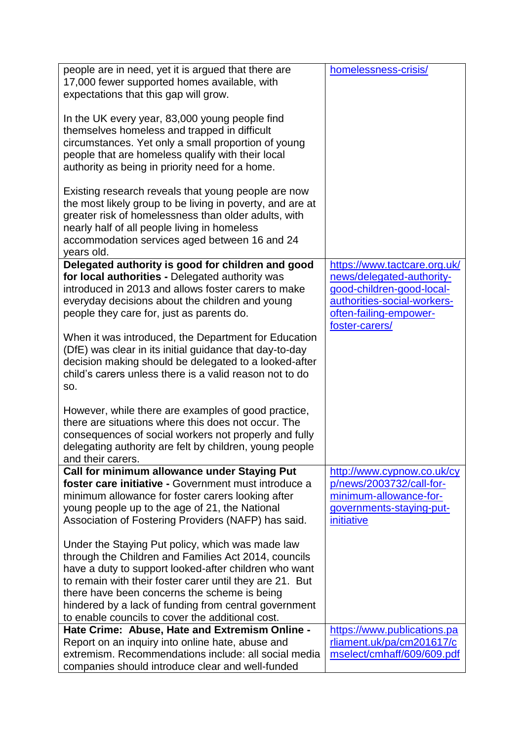| | |
|---|---|
| people are in need, yet it is argued that there are 17,000 fewer supported homes available, with expectations that this gap will grow.<br><br>In the UK every year, 83,000 young people find themselves homeless and trapped in difficult circumstances. Yet only a small proportion of young people that are homeless qualify with their local authority as being in priority need for a home.<br><br>Existing research reveals that young people are now the most likely group to be living in poverty, and are at greater risk of homelessness than older adults, with nearly half of all people living in homeless accommodation services aged between 16 and 24 years old. | homelessness-crisis/ |
| **Delegated authority is good for children and good for local authorities -** Delegated authority was introduced in 2013 and allows foster carers to make everyday decisions about the children and young people they care for, just as parents do.<br><br>When it was introduced, the Department for Education (DfE) was clear in its initial guidance that day-to-day decision making should be delegated to a looked-after child's carers unless there is a valid reason not to do so.<br><br>However, while there are examples of good practice, there are situations where this does not occur. The consequences of social workers not properly and fully delegating authority are felt by children, young people and their carers. | https://www.tactcare.org.uk/news/delegated-authority-good-children-good-local-authorities-social-workers-often-failing-empower-foster-carers/ |
| **Call for minimum allowance under Staying Put foster care initiative -** Government must introduce a minimum allowance for foster carers looking after young people up to the age of 21, the National Association of Fostering Providers (NAFP) has said.<br><br>Under the Staying Put policy, which was made law through the Children and Families Act 2014, councils have a duty to support looked-after children who want to remain with their foster carer until they are 21. But there have been concerns the scheme is being hindered by a lack of funding from central government to enable councils to cover the additional cost. | http://www.cypnow.co.uk/cyp/news/2003732/call-for-minimum-allowance-for-governments-staying-put-initiative |
| **Hate Crime: Abuse, Hate and Extremism Online -** Report on an inquiry into online hate, abuse and extremism. Recommendations include: all social media companies should introduce clear and well-funded | https://www.publications.parliament.uk/pa/cm201617/cmselect/cmhaff/609/609.pdf |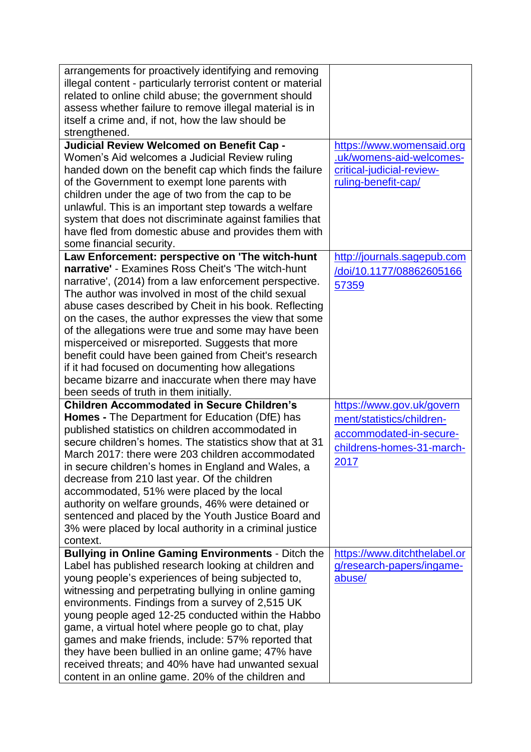| | |
|---|---|
| arrangements for proactively identifying and removing illegal content - particularly terrorist content or material related to online child abuse; the government should assess whether failure to remove illegal material is in itself a crime and, if not, how the law should be strengthened. | |
| **Judicial Review Welcomed on Benefit Cap -** Women's Aid welcomes a Judicial Review ruling handed down on the benefit cap which finds the failure of the Government to exempt lone parents with children under the age of two from the cap to be unlawful. This is an important step towards a welfare system that does not discriminate against families that have fled from domestic abuse and provides them with some financial security. | https://www.womensaid.org.uk/womens-aid-welcomes-critical-judicial-review-ruling-benefit-cap/ |
| **Law Enforcement: perspective on 'The witch-hunt narrative'** - Examines Ross Cheit's 'The witch-hunt narrative', (2014) from a law enforcement perspective. The author was involved in most of the child sexual abuse cases described by Cheit in his book. Reflecting on the cases, the author expresses the view that some of the allegations were true and some may have been misperceived or misreported. Suggests that more benefit could have been gained from Cheit's research if it had focused on documenting how allegations became bizarre and inaccurate when there may have been seeds of truth in them initially. | http://journals.sagepub.com/doi/10.1177/0886260516657359 |
| **Children Accommodated in Secure Children's Homes -** The Department for Education (DfE) has published statistics on children accommodated in secure children's homes. The statistics show that at 31 March 2017: there were 203 children accommodated in secure children's homes in England and Wales, a decrease from 210 last year. Of the children accommodated, 51% were placed by the local authority on welfare grounds, 46% were detained or sentenced and placed by the Youth Justice Board and 3% were placed by local authority in a criminal justice context. | https://www.gov.uk/government/statistics/children-accommodated-in-secure-childrens-homes-31-march-2017 |
| **Bullying in Online Gaming Environments** - Ditch the Label has published research looking at children and young people's experiences of being subjected to, witnessing and perpetrating bullying in online gaming environments. Findings from a survey of 2,515 UK young people aged 12-25 conducted within the Habbo game, a virtual hotel where people go to chat, play games and make friends, include: 57% reported that they have been bullied in an online game; 47% have received threats; and 40% have had unwanted sexual content in an online game. 20% of the children and | https://www.ditchthelabel.org/research-papers/ingame-abuse/ |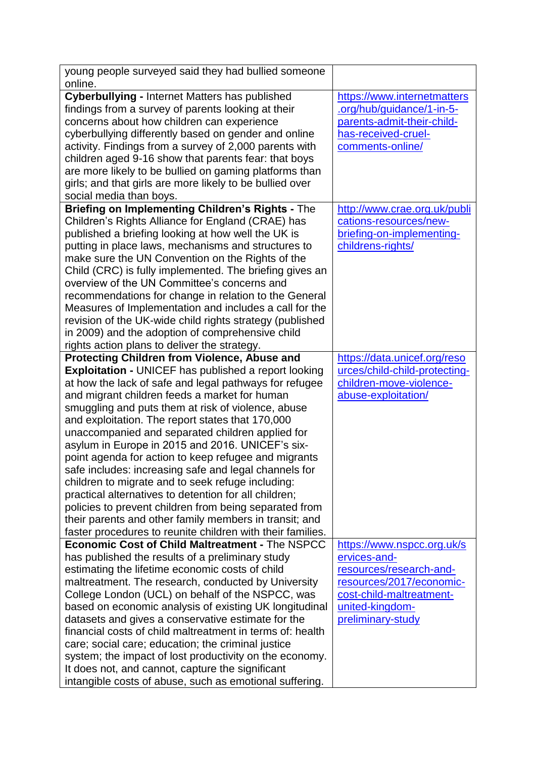| | |
|---|---|
| young people surveyed said they had bullied someone online. | |
| **Cyberbullying -** Internet Matters has published findings from a survey of parents looking at their concerns about how children can experience cyberbullying differently based on gender and online activity. Findings from a survey of 2,000 parents with children aged 9-16 show that parents fear: that boys are more likely to be bullied on gaming platforms than girls; and that girls are more likely to be bullied over social media than boys. | https://www.internetmatters.org/hub/guidance/1-in-5-parents-admit-their-child-has-received-cruel-comments-online/ |
| **Briefing on Implementing Children's Rights -** The Children's Rights Alliance for England (CRAE) has published a briefing looking at how well the UK is putting in place laws, mechanisms and structures to make sure the UN Convention on the Rights of the Child (CRC) is fully implemented. The briefing gives an overview of the UN Committee's concerns and recommendations for change in relation to the General Measures of Implementation and includes a call for the revision of the UK-wide child rights strategy (published in 2009) and the adoption of comprehensive child rights action plans to deliver the strategy. | http://www.crae.org.uk/publications-resources/new-briefing-on-implementing-childrens-rights/ |
| **Protecting Children from Violence, Abuse and Exploitation -** UNICEF has published a report looking at how the lack of safe and legal pathways for refugee and migrant children feeds a market for human smuggling and puts them at risk of violence, abuse and exploitation. The report states that 170,000 unaccompanied and separated children applied for asylum in Europe in 2015 and 2016. UNICEF's six-point agenda for action to keep refugee and migrants safe includes: increasing safe and legal channels for children to migrate and to seek refuge including: practical alternatives to detention for all children; policies to prevent children from being separated from their parents and other family members in transit; and faster procedures to reunite children with their families. | https://data.unicef.org/resources/child-child-protecting-children-move-violence-abuse-exploitation/ |
| **Economic Cost of Child Maltreatment -** The NSPCC has published the results of a preliminary study estimating the lifetime economic costs of child maltreatment. The research, conducted by University College London (UCL) on behalf of the NSPCC, was based on economic analysis of existing UK longitudinal datasets and gives a conservative estimate for the financial costs of child maltreatment in terms of: health care; social care; education; the criminal justice system; the impact of lost productivity on the economy. It does not, and cannot, capture the significant intangible costs of abuse, such as emotional suffering. | https://www.nspcc.org.uk/services-and-resources/research-and-resources/2017/economic-cost-child-maltreatment-united-kingdom-preliminary-study |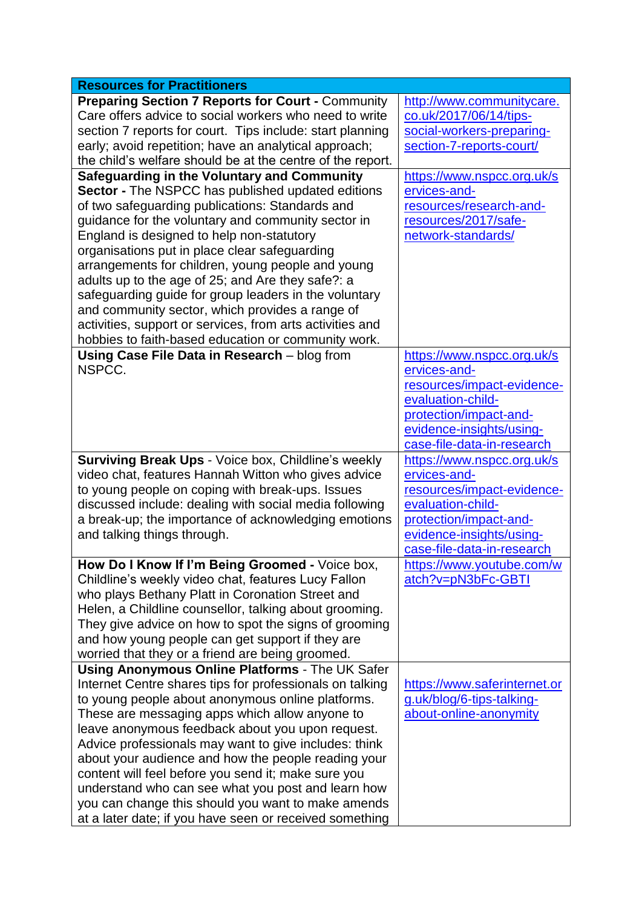| Resources for Practitioners | |
|---|---|
| **Preparing Section 7 Reports for Court -** Community Care offers advice to social workers who need to write section 7 reports for court. Tips include: start planning early; avoid repetition; have an analytical approach; the child's welfare should be at the centre of the report. | http://www.communitycare.co.uk/2017/06/14/tips-social-workers-preparing-section-7-reports-court/ |
| **Safeguarding in the Voluntary and Community Sector -** The NSPCC has published updated editions of two safeguarding publications: Standards and guidance for the voluntary and community sector in England is designed to help non-statutory organisations put in place clear safeguarding arrangements for children, young people and young adults up to the age of 25; and Are they safe?: a safeguarding guide for group leaders in the voluntary and community sector, which provides a range of activities, support or services, from arts activities and hobbies to faith-based education or community work. | https://www.nspcc.org.uk/services-and-resources/research-and-resources/2017/safe-network-standards/ |
| **Using Case File Data in Research** – blog from NSPCC. | https://www.nspcc.org.uk/services-and-resources/impact-evidence-evaluation-child-protection/impact-and-evidence-insights/using-case-file-data-in-research |
| **Surviving Break Ups** - Voice box, Childline's weekly video chat, features Hannah Witton who gives advice to young people on coping with break-ups. Issues discussed include: dealing with social media following a break-up; the importance of acknowledging emotions and talking things through. | https://www.nspcc.org.uk/services-and-resources/impact-evidence-evaluation-child-protection/impact-and-evidence-insights/using-case-file-data-in-research |
| **How Do I Know If I'm Being Groomed -** Voice box, Childline's weekly video chat, features Lucy Fallon who plays Bethany Platt in Coronation Street and Helen, a Childline counsellor, talking about grooming. They give advice on how to spot the signs of grooming and how young people can get support if they are worried that they or a friend are being groomed. | https://www.youtube.com/watch?v=pN3bFc-GBTI |
| **Using Anonymous Online Platforms** - The UK Safer Internet Centre shares tips for professionals on talking to young people about anonymous online platforms. These are messaging apps which allow anyone to leave anonymous feedback about you upon request. Advice professionals may want to give includes: think about your audience and how the people reading your content will feel before you send it; make sure you understand who can see what you post and learn how you can change this should you want to make amends at a later date; if you have seen or received something | https://www.saferinternet.org.uk/blog/6-tips-talking-about-online-anonymity |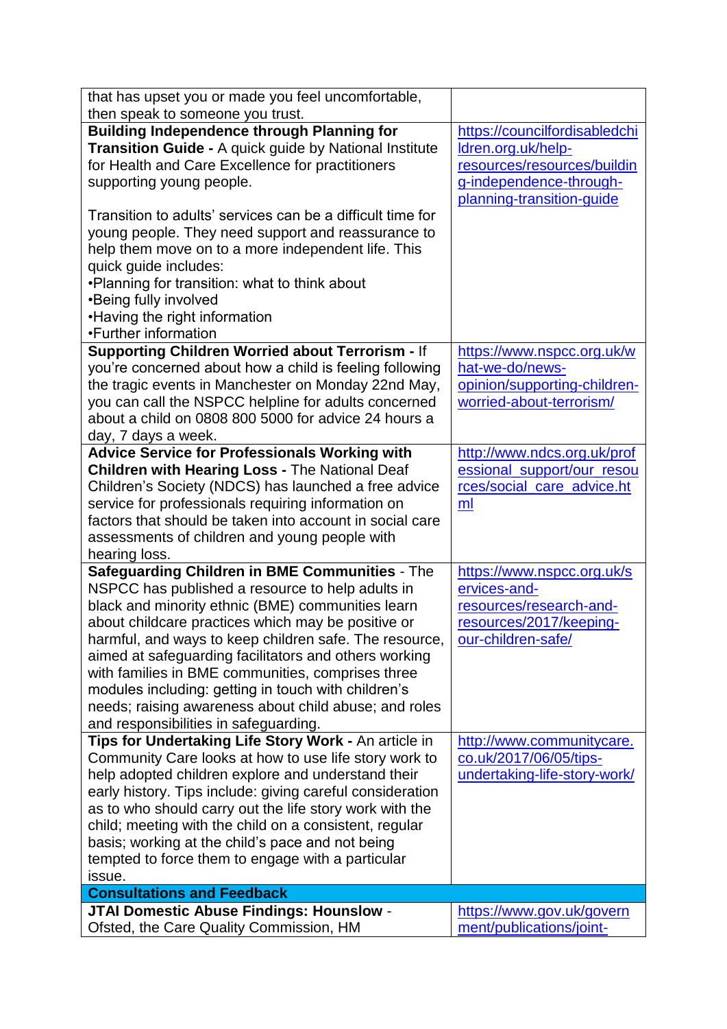| | |
|---|---|
| that has upset you or made you feel uncomfortable, then speak to someone you trust. | |
| **Building Independence through Planning for Transition Guide -** A quick guide by National Institute for Health and Care Excellence for practitioners supporting young people.<br><br>Transition to adults' services can be a difficult time for young people. They need support and reassurance to help them move on to a more independent life. This quick guide includes:<br>•Planning for transition: what to think about<br>•Being fully involved<br>•Having the right information<br>•Further information | https://councilfordisabledchildren.org.uk/help-resources/resources/building-independence-through-planning-transition-guide |
| **Supporting Children Worried about Terrorism -** If you're concerned about how a child is feeling following the tragic events in Manchester on Monday 22nd May, you can call the NSPCC helpline for adults concerned about a child on 0808 800 5000 for advice 24 hours a day, 7 days a week. | https://www.nspcc.org.uk/what-we-do/news-opinion/supporting-children-worried-about-terrorism/ |
| **Advice Service for Professionals Working with Children with Hearing Loss -** The National Deaf Children's Society (NDCS) has launched a free advice service for professionals requiring information on factors that should be taken into account in social care assessments of children and young people with hearing loss. | http://www.ndcs.org.uk/professional_support/our_resources/social_care_advice.html |
| **Safeguarding Children in BME Communities** - The NSPCC has published a resource to help adults in black and minority ethnic (BME) communities learn about childcare practices which may be positive or harmful, and ways to keep children safe. The resource, aimed at safeguarding facilitators and others working with families in BME communities, comprises three modules including: getting in touch with children's needs; raising awareness about child abuse; and roles and responsibilities in safeguarding. | https://www.nspcc.org.uk/services-and-resources/research-and-resources/2017/keeping-our-children-safe/ |
| **Tips for Undertaking Life Story Work -** An article in Community Care looks at how to use life story work to help adopted children explore and understand their early history. Tips include: giving careful consideration as to who should carry out the life story work with the child; meeting with the child on a consistent, regular basis; working at the child's pace and not being tempted to force them to engage with a particular issue. | http://www.communitycare.co.uk/2017/06/05/tips-undertaking-life-story-work/ |
| **Consultations and Feedback** | |
| **JTAI Domestic Abuse Findings: Hounslow** - Ofsted, the Care Quality Commission, HM | https://www.gov.uk/government/publications/joint- |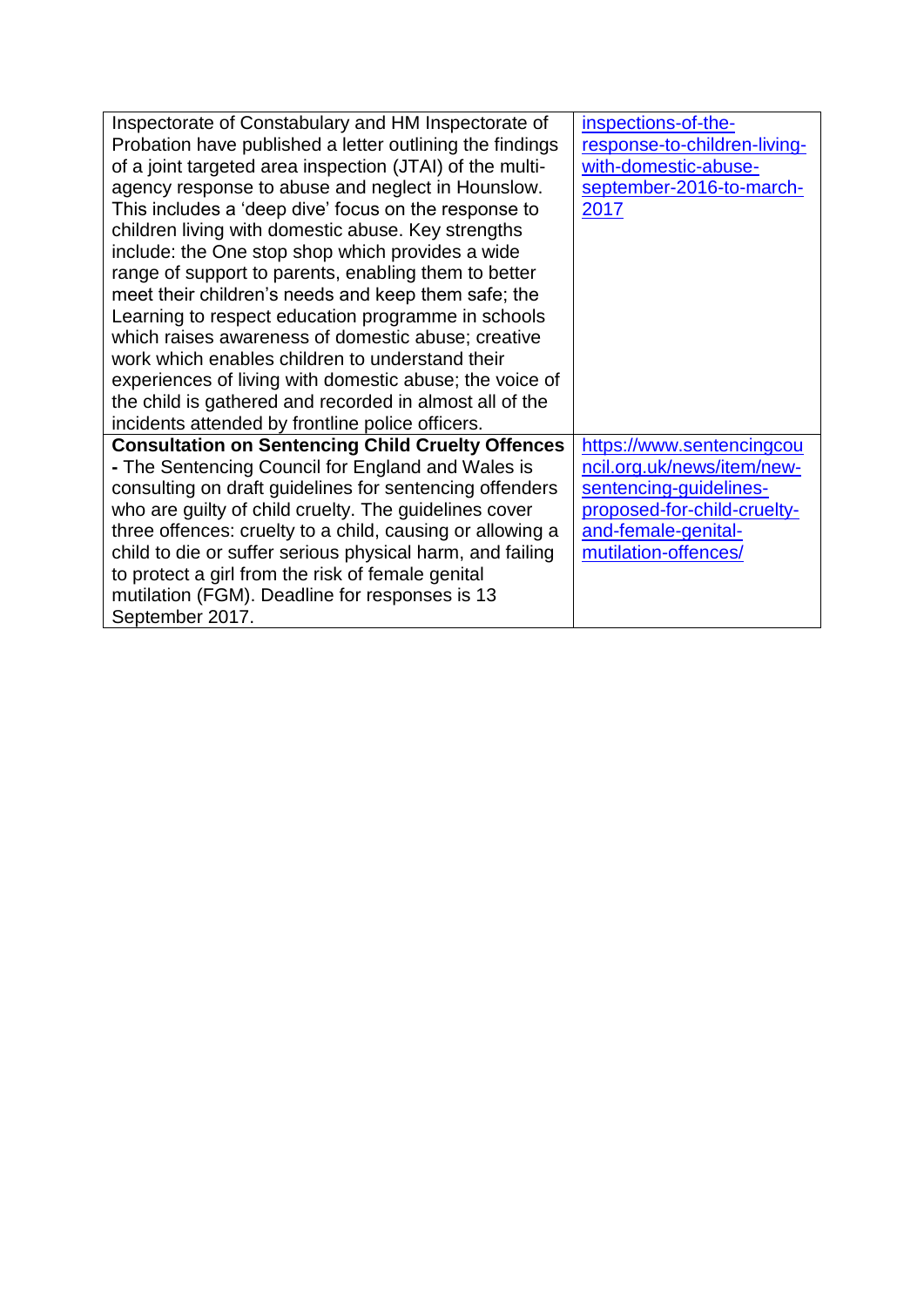| | |
|---|---|
| Inspectorate of Constabulary and HM Inspectorate of Probation have published a letter outlining the findings of a joint targeted area inspection (JTAI) of the multi-agency response to abuse and neglect in Hounslow. This includes a 'deep dive' focus on the response to children living with domestic abuse. Key strengths include: the One stop shop which provides a wide range of support to parents, enabling them to better meet their children's needs and keep them safe; the Learning to respect education programme in schools which raises awareness of domestic abuse; creative work which enables children to understand their experiences of living with domestic abuse; the voice of the child is gathered and recorded in almost all of the incidents attended by frontline police officers. | inspections-of-the-response-to-children-living-with-domestic-abuse-september-2016-to-march-2017 |
| **Consultation on Sentencing Child Cruelty Offences -** The Sentencing Council for England and Wales is consulting on draft guidelines for sentencing offenders who are guilty of child cruelty. The guidelines cover three offences: cruelty to a child, causing or allowing a child to die or suffer serious physical harm, and failing to protect a girl from the risk of female genital mutilation (FGM). Deadline for responses is 13 September 2017. | https://www.sentencingcouncil.org.uk/news/item/new-sentencing-guidelines-proposed-for-child-cruelty-and-female-genital-mutilation-offences/ |